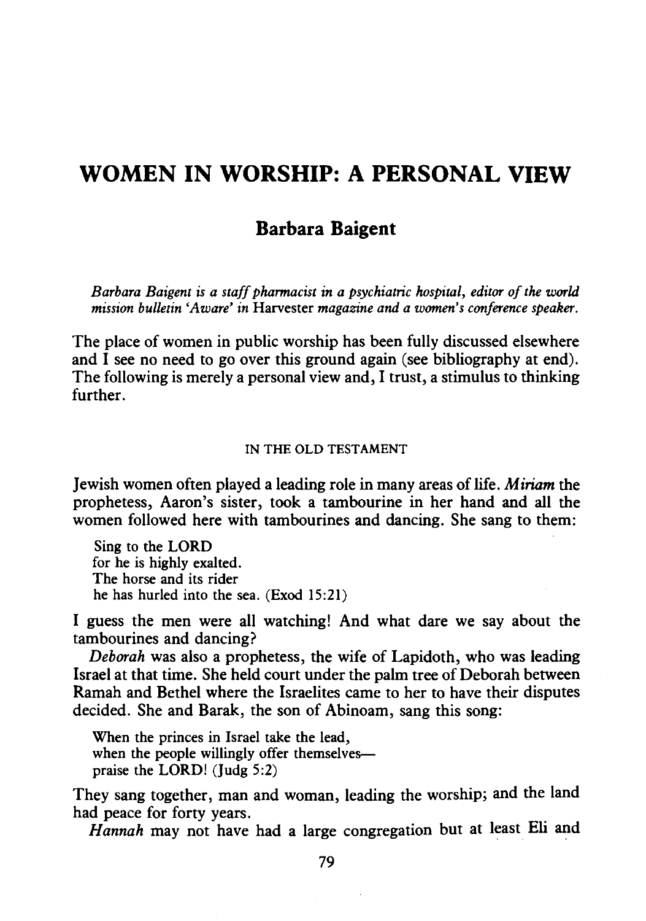# WOMEN IN WORSHIP: A PERSONAL VIEW

## Barbara Baigent

*Barbara Baigent is a staff pharmacist in a psychiatric hospital, editor of the world mission bulletin 'Aware' in* Harvester *magazine and a women's conference speaker.*

The place of women in public worship has been fully discussed elsewhere and I see no need to go over this ground again (see bibliography at end). The following is merely a personal view and, I trust, a stimulus to thinking further.

### IN THE OLD TESTAMENT

Jewish women often played a leading role in many areas of life. *Miriam* the prophetess, Aaron's sister, took a tambourine in her hand and all the women followed here with tambourines and dancing. She sang to them:

> Sing to the LORD
> for he is highly exalted.
> The horse and its rider
> he has hurled into the sea. (Exod 15:21)

I guess the men were all watching! And what dare we say about the tambourines and dancing?

*Deborah* was also a prophetess, the wife of Lapidoth, who was leading Israel at that time. She held court under the palm tree of Deborah between Ramah and Bethel where the Israelites came to her to have their disputes decided. She and Barak, the son of Abinoam, sang this song:

> When the princes in Israel take the lead,
> when the people willingly offer themselves—
> praise the LORD! (Judg 5:2)

They sang together, man and woman, leading the worship; and the land had peace for forty years.

*Hannah* may not have had a large congregation but at least Eli and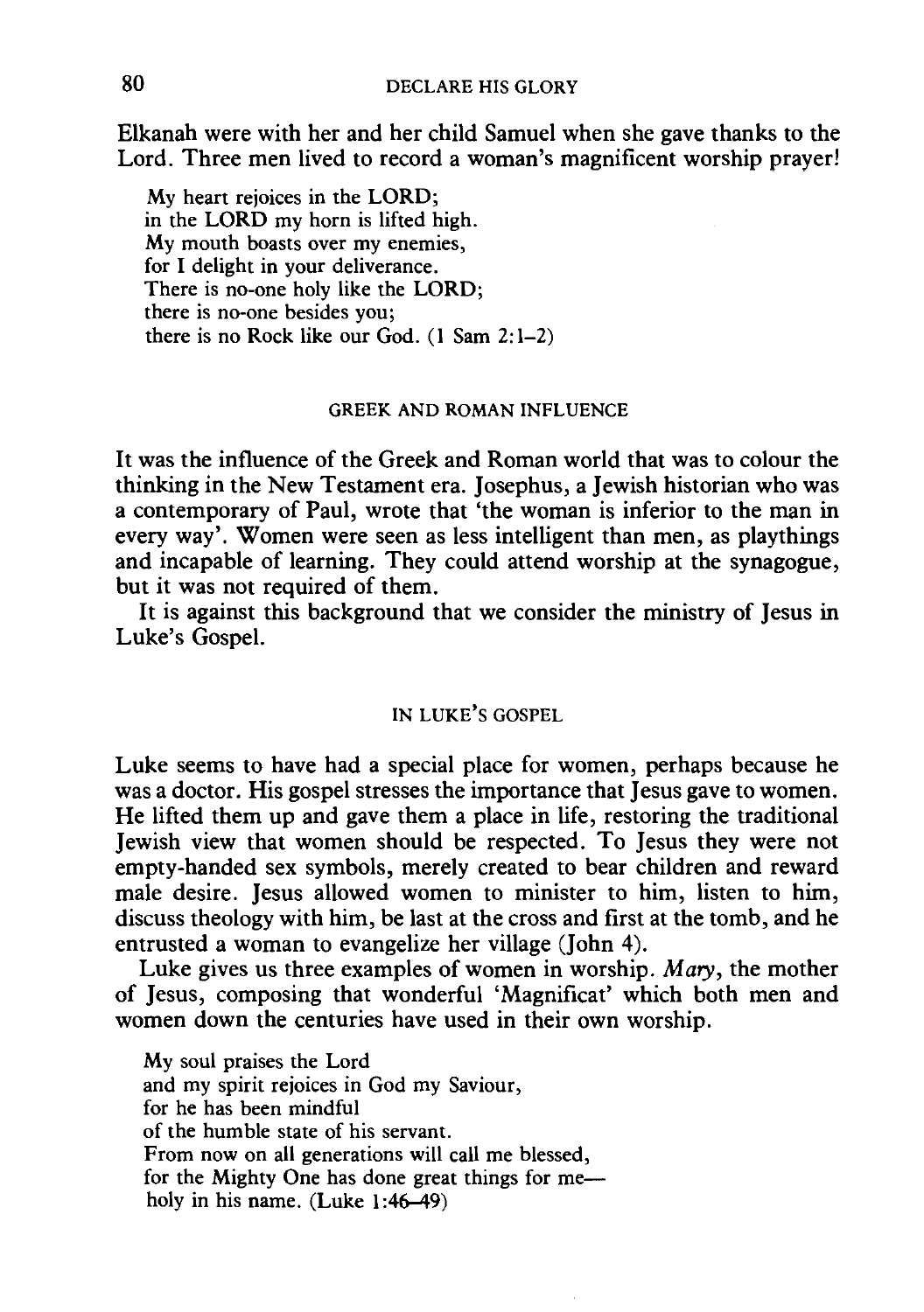Elkanah were with her and her child Samuel when she gave thanks to the Lord. Three men lived to record a woman's magnificent worship prayer!

> My heart rejoices in the LORD;
> in the LORD my horn is lifted high.
> My mouth boasts over my enemies,
> for I delight in your deliverance.
> There is no-one holy like the LORD;
> there is no-one besides you;
> there is no Rock like our God. (1 Sam 2:1–2)

## GREEK AND ROMAN INFLUENCE

It was the influence of the Greek and Roman world that was to colour the thinking in the New Testament era. Josephus, a Jewish historian who was a contemporary of Paul, wrote that 'the woman is inferior to the man in every way'. Women were seen as less intelligent than men, as playthings and incapable of learning. They could attend worship at the synagogue, but it was not required of them.

It is against this background that we consider the ministry of Jesus in Luke's Gospel.

## IN LUKE'S GOSPEL

Luke seems to have had a special place for women, perhaps because he was a doctor. His gospel stresses the importance that Jesus gave to women. He lifted them up and gave them a place in life, restoring the traditional Jewish view that women should be respected. To Jesus they were not empty-handed sex symbols, merely created to bear children and reward male desire. Jesus allowed women to minister to him, listen to him, discuss theology with him, be last at the cross and first at the tomb, and he entrusted a woman to evangelize her village (John 4).

Luke gives us three examples of women in worship. *Mary*, the mother of Jesus, composing that wonderful 'Magnificat' which both men and women down the centuries have used in their own worship.

> My soul praises the Lord
> and my spirit rejoices in God my Saviour,
> for he has been mindful
> of the humble state of his servant.
> From now on all generations will call me blessed,
> for the Mighty One has done great things for me—
> holy in his name. (Luke 1:46–49)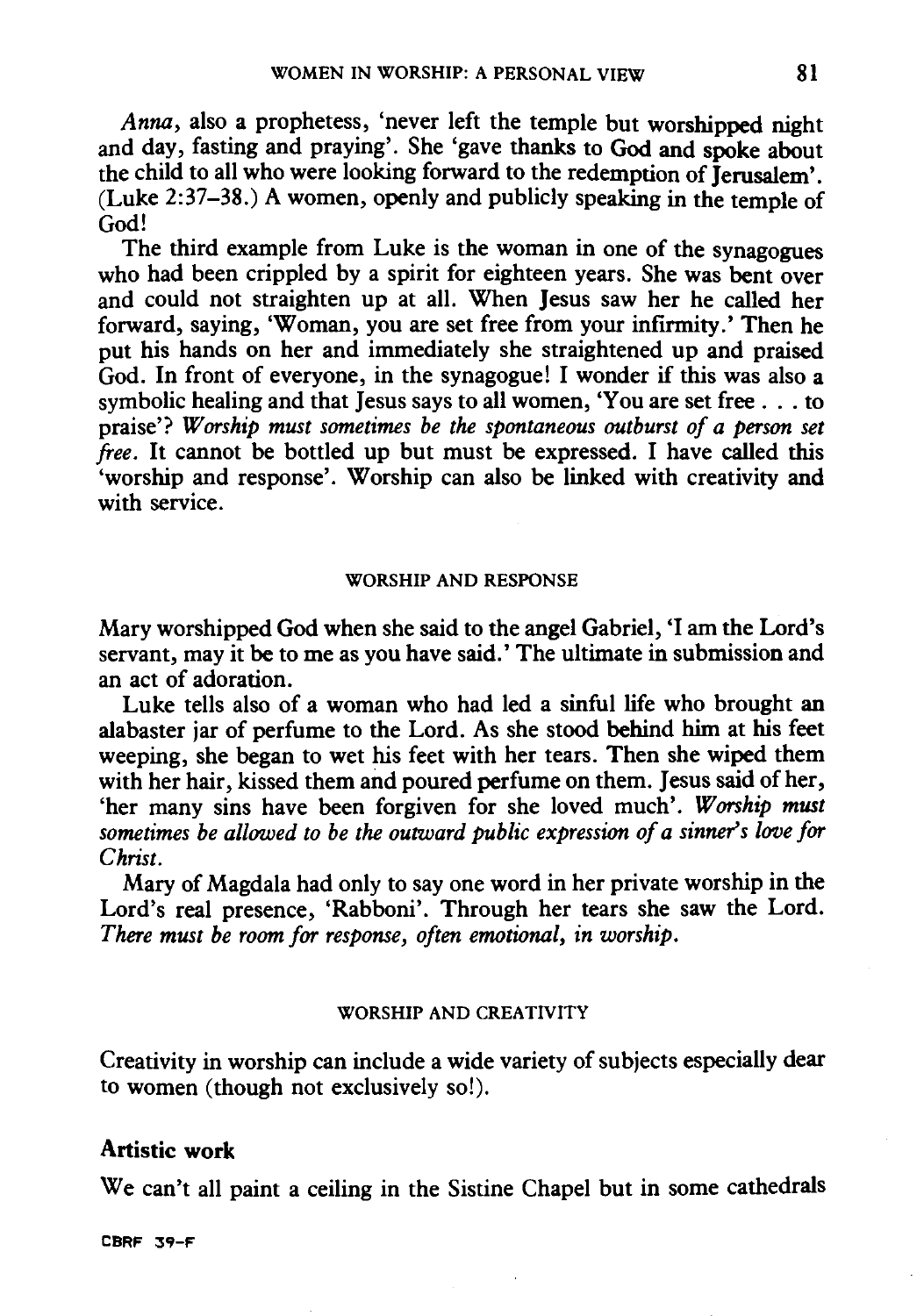*Anna*, also a prophetess, 'never left the temple but worshipped night and day, fasting and praying'. She 'gave thanks to God and spoke about the child to all who were looking forward to the redemption of Jerusalem'. (Luke 2:37–38.) A women, openly and publicly speaking in the temple of God!

The third example from Luke is the woman in one of the synagogues who had been crippled by a spirit for eighteen years. She was bent over and could not straighten up at all. When Jesus saw her he called her forward, saying, 'Woman, you are set free from your infirmity.' Then he put his hands on her and immediately she straightened up and praised God. In front of everyone, in the synagogue! I wonder if this was also a symbolic healing and that Jesus says to all women, 'You are set free . . . to praise'? *Worship must sometimes be the spontaneous outburst of a person set free*. It cannot be bottled up but must be expressed. I have called this 'worship and response'. Worship can also be linked with creativity and with service.

## WORSHIP AND RESPONSE

Mary worshipped God when she said to the angel Gabriel, 'I am the Lord's servant, may it be to me as you have said.' The ultimate in submission and an act of adoration.

Luke tells also of a woman who had led a sinful life who brought an alabaster jar of perfume to the Lord. As she stood behind him at his feet weeping, she began to wet his feet with her tears. Then she wiped them with her hair, kissed them and poured perfume on them. Jesus said of her, 'her many sins have been forgiven for she loved much'. *Worship must sometimes be allowed to be the outward public expression of a sinner's love for Christ.*

Mary of Magdala had only to say one word in her private worship in the Lord's real presence, 'Rabboni'. Through her tears she saw the Lord. *There must be room for response, often emotional, in worship.*

## WORSHIP AND CREATIVITY

Creativity in worship can include a wide variety of subjects especially dear to women (though not exclusively so!).

### Artistic work

We can't all paint a ceiling in the Sistine Chapel but in some cathedrals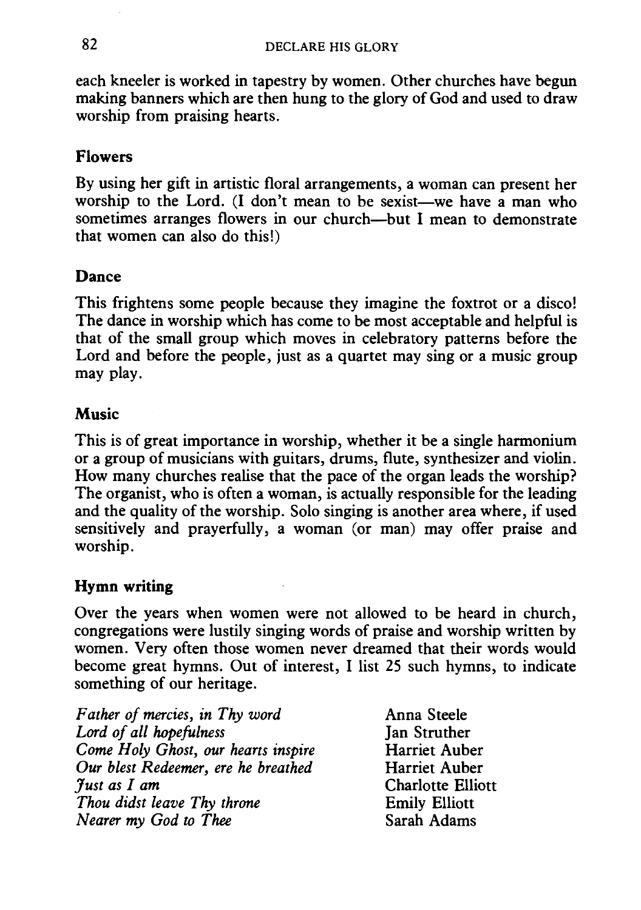each kneeler is worked in tapestry by women. Other churches have begun making banners which are then hung to the glory of God and used to draw worship from praising hearts.

### Flowers

By using her gift in artistic floral arrangements, a woman can present her worship to the Lord. (I don't mean to be sexist—we have a man who sometimes arranges flowers in our church—but I mean to demonstrate that women can also do this!)

### Dance

This frightens some people because they imagine the foxtrot or a disco! The dance in worship which has come to be most acceptable and helpful is that of the small group which moves in celebratory patterns before the Lord and before the people, just as a quartet may sing or a music group may play.

### Music

This is of great importance in worship, whether it be a single harmonium or a group of musicians with guitars, drums, flute, synthesizer and violin. How many churches realise that the pace of the organ leads the worship? The organist, who is often a woman, is actually responsible for the leading and the quality of the worship. Solo singing is another area where, if used sensitively and prayerfully, a woman (or man) may offer praise and worship.

### Hymn writing

Over the years when women were not allowed to be heard in church, congregations were lustily singing words of praise and worship written by women. Very often those women never dreamed that their words would become great hymns. Out of interest, I list 25 such hymns, to indicate something of our heritage.

| | |
|---|---|
| *Father of mercies, in Thy word* | Anna Steele |
| *Lord of all hopefulness* | Jan Struther |
| *Come Holy Ghost, our hearts inspire* | Harriet Auber |
| *Our blest Redeemer, ere he breathed* | Harriet Auber |
| *Just as I am* | Charlotte Elliott |
| *Thou didst leave Thy throne* | Emily Elliott |
| *Nearer my God to Thee* | Sarah Adams |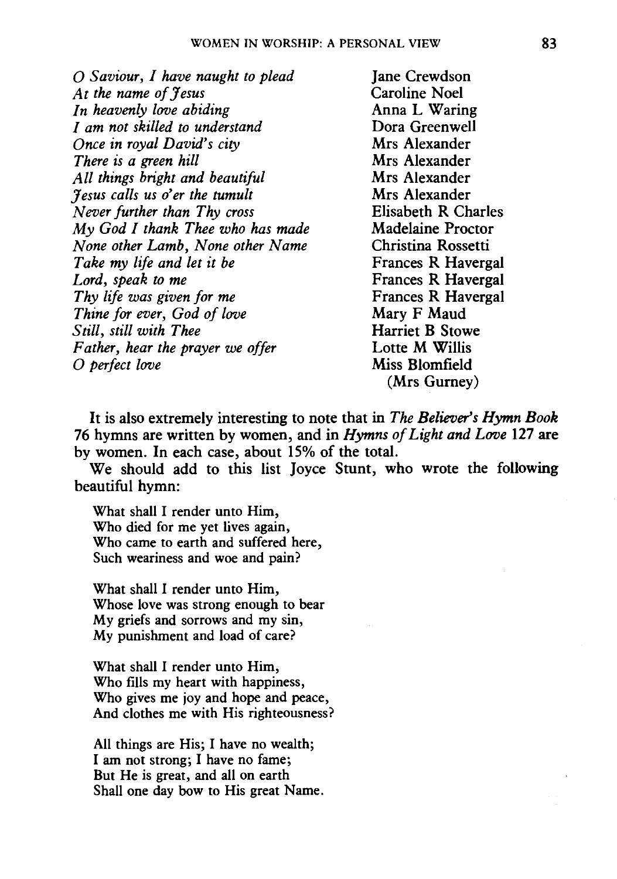| | |
|---|---|
| *O Saviour, I have naught to plead* | Jane Crewdson |
| *At the name of Jesus* | Caroline Noel |
| *In heavenly love abiding* | Anna L Waring |
| *I am not skilled to understand* | Dora Greenwell |
| *Once in royal David's city* | Mrs Alexander |
| *There is a green hill* | Mrs Alexander |
| *All things bright and beautiful* | Mrs Alexander |
| *Jesus calls us o'er the tumult* | Mrs Alexander |
| *Never further than Thy cross* | Elisabeth R Charles |
| *My God I thank Thee who has made* | Madelaine Proctor |
| *None other Lamb, None other Name* | Christina Rossetti |
| *Take my life and let it be* | Frances R Havergal |
| *Lord, speak to me* | Frances R Havergal |
| *Thy life was given for me* | Frances R Havergal |
| *Thine for ever, God of love* | Mary F Maud |
| *Still, still with Thee* | Harriet B Stowe |
| *Father, hear the prayer we offer* | Lotte M Willis |
| *O perfect love* | Miss Blomfield (Mrs Gurney) |

It is also extremely interesting to note that in *The Believer's Hymn Book* 76 hymns are written by women, and in *Hymns of Light and Love* 127 are by women. In each case, about 15% of the total.

We should add to this list Joyce Stunt, who wrote the following beautiful hymn:

What shall I render unto Him,
Who died for me yet lives again,
Who came to earth and suffered here,
Such weariness and woe and pain?

What shall I render unto Him,
Whose love was strong enough to bear
My griefs and sorrows and my sin,
My punishment and load of care?

What shall I render unto Him,
Who fills my heart with happiness,
Who gives me joy and hope and peace,
And clothes me with His righteousness?

All things are His; I have no wealth;
I am not strong; I have no fame;
But He is great, and all on earth
Shall one day bow to His great Name.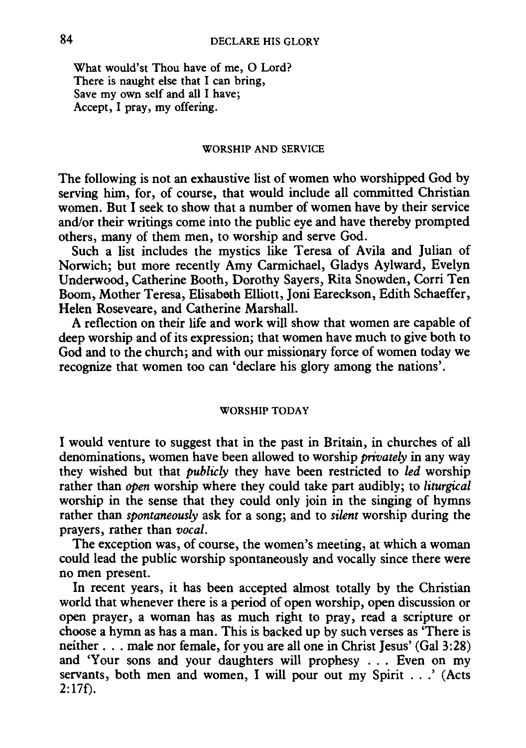What would'st Thou have of me, O Lord?
There is naught else that I can bring,
Save my own self and all I have;
Accept, I pray, my offering.

## WORSHIP AND SERVICE

The following is not an exhaustive list of women who worshipped God by serving him, for, of course, that would include all committed Christian women. But I seek to show that a number of women have by their service and/or their writings come into the public eye and have thereby prompted others, many of them men, to worship and serve God.

Such a list includes the mystics like Teresa of Avila and Julian of Norwich; but more recently Amy Carmichael, Gladys Aylward, Evelyn Underwood, Catherine Booth, Dorothy Sayers, Rita Snowden, Corri Ten Boom, Mother Teresa, Elisabeth Elliott, Joni Eareckson, Edith Schaeffer, Helen Roseveare, and Catherine Marshall.

A reflection on their life and work will show that women are capable of deep worship and of its expression; that women have much to give both to God and to the church; and with our missionary force of women today we recognize that women too can 'declare his glory among the nations'.

## WORSHIP TODAY

I would venture to suggest that in the past in Britain, in churches of all denominations, women have been allowed to worship *privately* in any way they wished but that *publicly* they have been restricted to *led* worship rather than *open* worship where they could take part audibly; to *liturgical* worship in the sense that they could only join in the singing of hymns rather than *spontaneously* ask for a song; and to *silent* worship during the prayers, rather than *vocal*.

The exception was, of course, the women's meeting, at which a woman could lead the public worship spontaneously and vocally since there were no men present.

In recent years, it has been accepted almost totally by the Christian world that whenever there is a period of open worship, open discussion or open prayer, a woman has as much right to pray, read a scripture or choose a hymn as has a man. This is backed up by such verses as 'There is neither . . . male nor female, for you are all one in Christ Jesus' (Gal 3:28) and 'Your sons and your daughters will prophesy . . . Even on my servants, both men and women, I will pour out my Spirit . . .' (Acts 2:17f).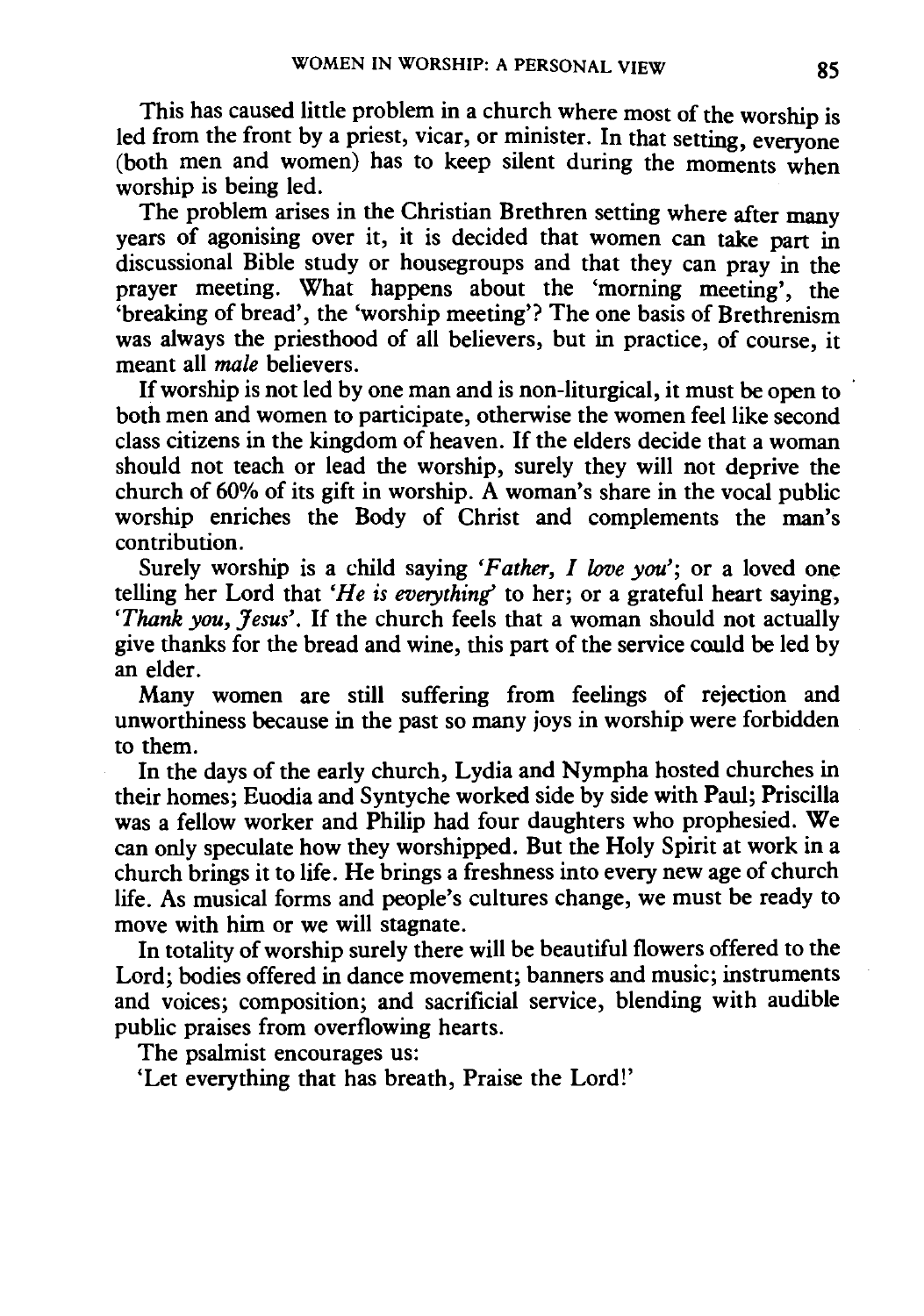This has caused little problem in a church where most of the worship is led from the front by a priest, vicar, or minister. In that setting, everyone (both men and women) has to keep silent during the moments when worship is being led.

The problem arises in the Christian Brethren setting where after many years of agonising over it, it is decided that women can take part in discussional Bible study or housegroups and that they can pray in the prayer meeting. What happens about the 'morning meeting', the 'breaking of bread', the 'worship meeting'? The one basis of Brethrenism was always the priesthood of all believers, but in practice, of course, it meant all *male* believers.

If worship is not led by one man and is non-liturgical, it must be open to both men and women to participate, otherwise the women feel like second class citizens in the kingdom of heaven. If the elders decide that a woman should not teach or lead the worship, surely they will not deprive the church of 60% of its gift in worship. A woman's share in the vocal public worship enriches the Body of Christ and complements the man's contribution.

Surely worship is a child saying *'Father, I love you'*; or a loved one telling her Lord that *'He is everything'* to her; or a grateful heart saying, *'Thank you, Jesus'*. If the church feels that a woman should not actually give thanks for the bread and wine, this part of the service could be led by an elder.

Many women are still suffering from feelings of rejection and unworthiness because in the past so many joys in worship were forbidden to them.

In the days of the early church, Lydia and Nympha hosted churches in their homes; Euodia and Syntyche worked side by side with Paul; Priscilla was a fellow worker and Philip had four daughters who prophesied. We can only speculate how they worshipped. But the Holy Spirit at work in a church brings it to life. He brings a freshness into every new age of church life. As musical forms and people's cultures change, we must be ready to move with him or we will stagnate.

In totality of worship surely there will be beautiful flowers offered to the Lord; bodies offered in dance movement; banners and music; instruments and voices; composition; and sacrificial service, blending with audible public praises from overflowing hearts.

The psalmist encourages us:

'Let everything that has breath, Praise the Lord!'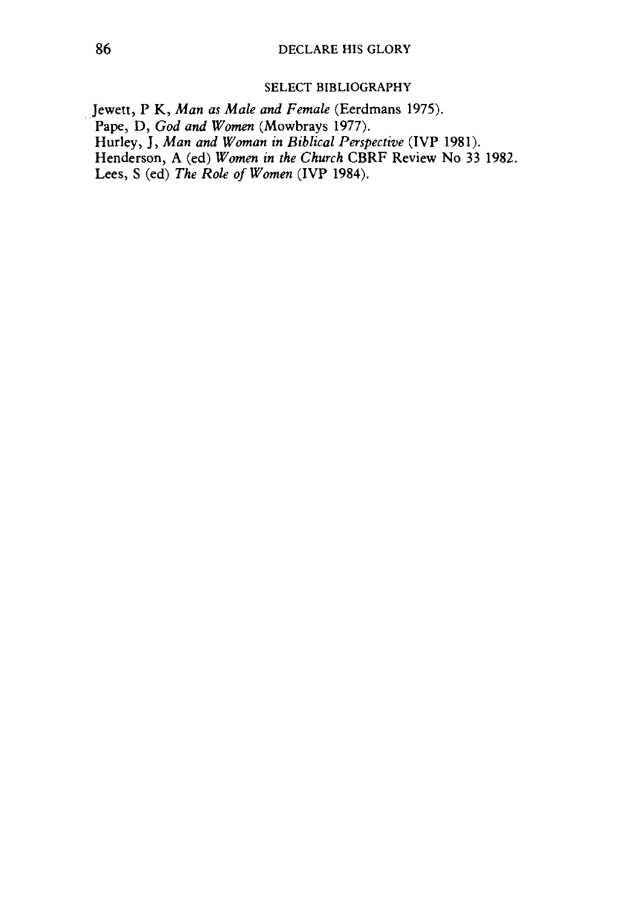## SELECT BIBLIOGRAPHY

Jewett, P K, *Man as Male and Female* (Eerdmans 1975).
Pape, D, *God and Women* (Mowbrays 1977).
Hurley, J, *Man and Woman in Biblical Perspective* (IVP 1981).
Henderson, A (ed) *Women in the Church* CBRF Review No 33 1982.
Lees, S (ed) *The Role of Women* (IVP 1984).